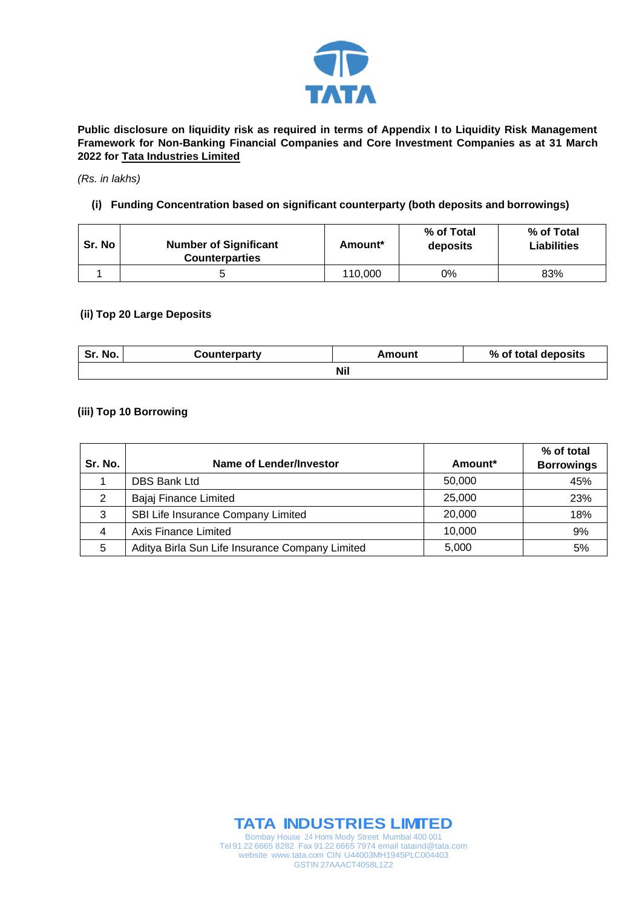**Public disclosure on liquidity risk as required in terms of Appendix I to Liquidity Risk Management Framework for Non-Banking Financial Companies and Core Investment Companies as at 31 March 2022 for Tata Industries Limited**

*(Rs. in lakhs)*

**(i) Funding Concentration based on significant counterparty (both deposits and borrowings)**

| Sr. No | Number of Significant Counterparties | Amount* | % of Total deposits | % of Total Liabilities |
|---|---|---|---|---|
| 1 | 5 | 110,000 | 0% | 83% |

**(ii) Top 20 Large Deposits**

| Sr. No. | Counterparty | Amount | % of total deposits |
|---|---|---|---|
| | Nil | | |

**(iii) Top 10 Borrowing**

| Sr. No. | Name of Lender/Investor | Amount* | % of total Borrowings |
|---|---|---|---|
| 1 | DBS Bank Ltd | 50,000 | 45% |
| 2 | Bajaj Finance Limited | 25,000 | 23% |
| 3 | SBI Life Insurance Company Limited | 20,000 | 18% |
| 4 | Axis Finance Limited | 10,000 | 9% |
| 5 | Aditya Birla Sun Life Insurance Company Limited | 5,000 | 5% |

**TATA INDUSTRIES LIMITED**
Bombay House 24 Homi Mody Street Mumbai 400 001
Tel 91 22 6665 8282 Fax 91 22 6665 7974 email tataind@tata.com
website www.tata.com CIN U44003MH1945PLC004403
GSTIN 27AAACT4058L1Z2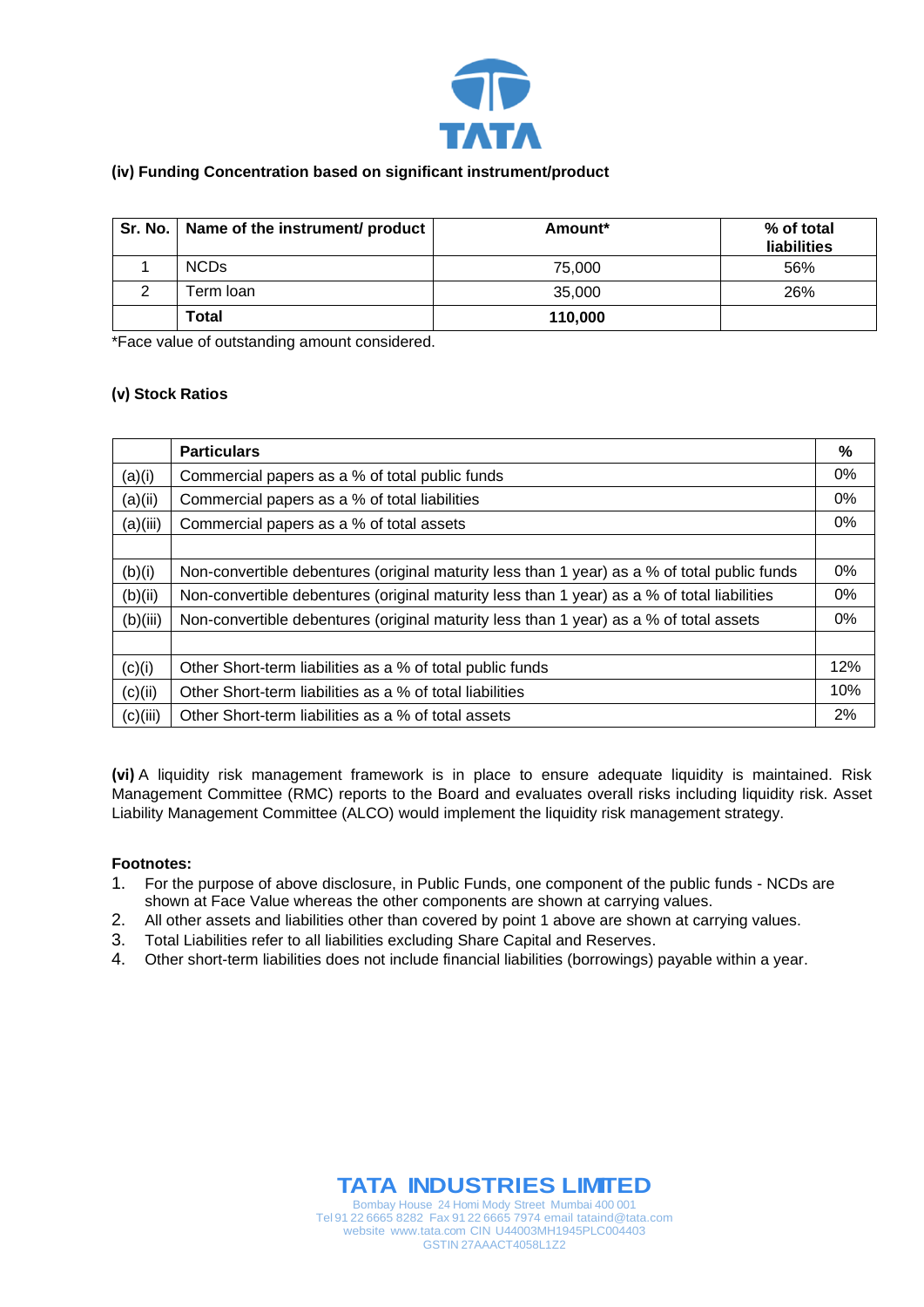### (iv) Funding Concentration based on significant instrument/product

| Sr. No. | Name of the instrument/ product | Amount* | % of total liabilities |
|---|---|---|---|
| 1 | NCDs | 75,000 | 56% |
| 2 | Term loan | 35,000 | 26% |
| | **Total** | **110,000** | |

*Face value of outstanding amount considered.

### (v) Stock Ratios

| | Particulars | % |
|---|---|---|
| (a)(i) | Commercial papers as a % of total public funds | 0% |
| (a)(ii) | Commercial papers as a % of total liabilities | 0% |
| (a)(iii) | Commercial papers as a % of total assets | 0% |
| | | |
| (b)(i) | Non-convertible debentures (original maturity less than 1 year) as a % of total public funds | 0% |
| (b)(ii) | Non-convertible debentures (original maturity less than 1 year) as a % of total liabilities | 0% |
| (b)(iii) | Non-convertible debentures (original maturity less than 1 year) as a % of total assets | 0% |
| | | |
| (c)(i) | Other Short-term liabilities as a % of total public funds | 12% |
| (c)(ii) | Other Short-term liabilities as a % of total liabilities | 10% |
| (c)(iii) | Other Short-term liabilities as a % of total assets | 2% |

**(vi)** A liquidity risk management framework is in place to ensure adequate liquidity is maintained. Risk Management Committee (RMC) reports to the Board and evaluates overall risks including liquidity risk. Asset Liability Management Committee (ALCO) would implement the liquidity risk management strategy.

**Footnotes:**

1. For the purpose of above disclosure, in Public Funds, one component of the public funds - NCDs are shown at Face Value whereas the other components are shown at carrying values.
2. All other assets and liabilities other than covered by point 1 above are shown at carrying values.
3. Total Liabilities refer to all liabilities excluding Share Capital and Reserves.
4. Other short-term liabilities does not include financial liabilities (borrowings) payable within a year.